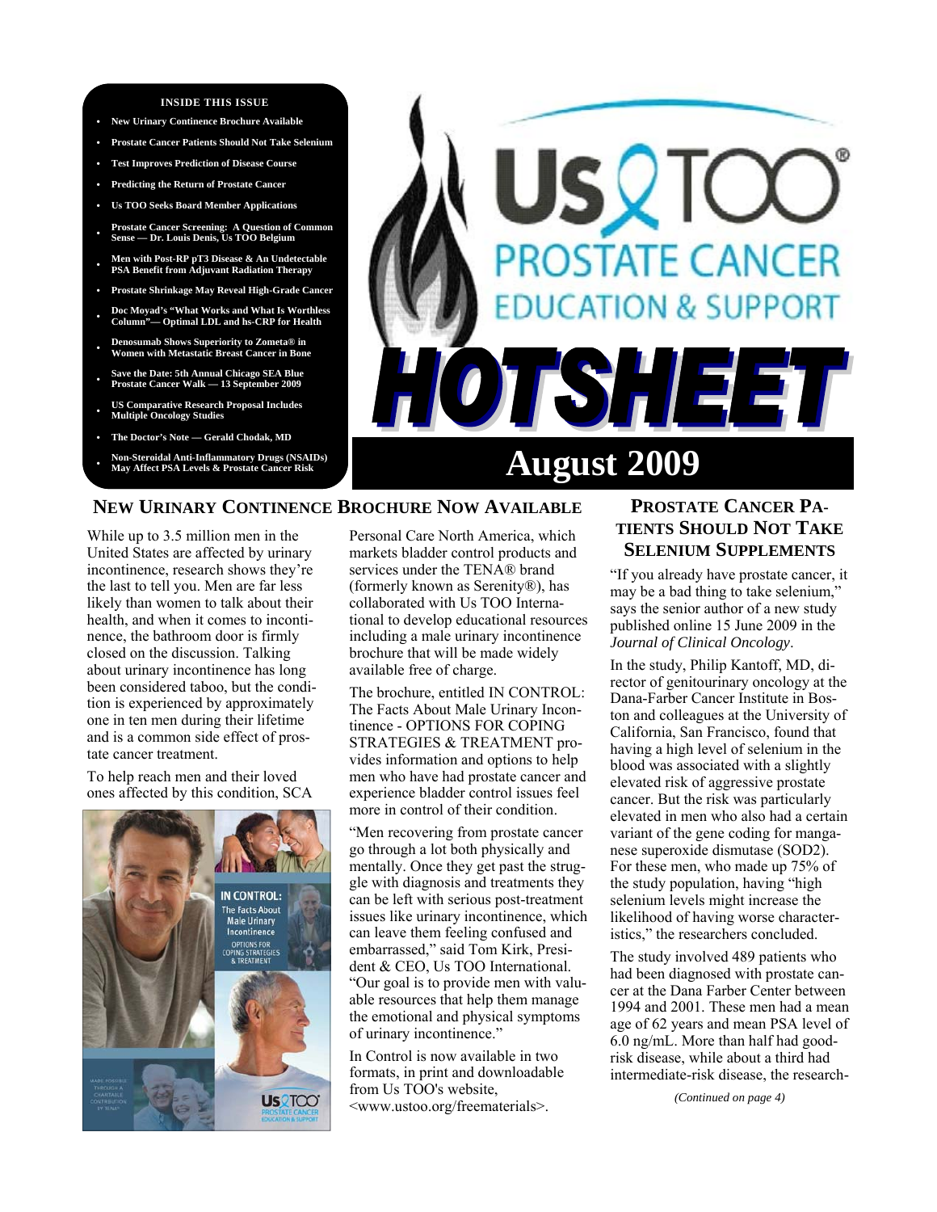**INSIDE THIS ISSUE**

- New Urinary Continence Brochure Available
- Prostate Cancer Patients Should Not Take Selenium
- Test Improves Prediction of Disease Course
- Predicting the Return of Prostate Cancer
- Us TOO Seeks Board Member Applications
- Prostate Cancer Screening: A Question of Common Sense — Dr. Louis Denis, Us TOO Belgium
- Men with Post-RP pT3 Disease & An Undetectable PSA Benefit from Adjuvant Radiation Therapy
- Prostate Shrinkage May Reveal High-Grade Cancer
- Doc Moyad's "What Works and What Is Worthless Column"— Optimal LDL and hs-CRP for Health
- Denosumab Shows Superiority to Zometa® in Women with Metastatic Breast Cancer in Bone
- Save the Date: 5th Annual Chicago SEA Blue Prostate Cancer Walk — 13 September 2009
- US Comparative Research Proposal Includes Multiple Oncology Studies
- The Doctor's Note — Gerald Chodak, MD
- Non-Steroidal Anti-Inflammatory Drugs (NSAIDs) May Affect PSA Levels & Prostate Cancer Risk

# Us TOO® PROSTATE CANCER EDUCATION & SUPPORT

# HOTSHEET

## August 2009

## New Urinary Continence Brochure Now Available

While up to 3.5 million men in the United States are affected by urinary incontinence, research shows they're the last to tell you. Men are far less likely than women to talk about their health, and when it comes to incontinence, the bathroom door is firmly closed on the discussion. Talking about urinary incontinence has long been considered taboo, but the condition is experienced by approximately one in ten men during their lifetime and is a common side effect of prostate cancer treatment.

To help reach men and their loved ones affected by this condition, SCA Personal Care North America, which markets bladder control products and services under the TENA® brand (formerly known as Serenity®), has collaborated with Us TOO International to develop educational resources including a male urinary incontinence brochure that will be made widely available free of charge.

The brochure, entitled IN CONTROL: The Facts About Male Urinary Incontinence - OPTIONS FOR COPING STRATEGIES & TREATMENT provides information and options to help men who have had prostate cancer and experience bladder control issues feel more in control of their condition.

"Men recovering from prostate cancer go through a lot both physically and mentally. Once they get past the struggle with diagnosis and treatments they can be left with serious post-treatment issues like urinary incontinence, which can leave them feeling confused and embarrassed," said Tom Kirk, President & CEO, Us TOO International. "Our goal is to provide men with valuable resources that help them manage the emotional and physical symptoms of urinary incontinence."

In Control is now available in two formats, in print and downloadable from Us TOO's website, <www.ustoo.org/freematerials>.

## Prostate Cancer Patients Should Not Take Selenium Supplements

"If you already have prostate cancer, it may be a bad thing to take selenium," says the senior author of a new study published online 15 June 2009 in the *Journal of Clinical Oncology*.

In the study, Philip Kantoff, MD, director of genitourinary oncology at the Dana-Farber Cancer Institute in Boston and colleagues at the University of California, San Francisco, found that having a high level of selenium in the blood was associated with a slightly elevated risk of aggressive prostate cancer. But the risk was particularly elevated in men who also had a certain variant of the gene coding for manganese superoxide dismutase (SOD2). For these men, who made up 75% of the study population, having "high selenium levels might increase the likelihood of having worse characteristics," the researchers concluded.

The study involved 489 patients who had been diagnosed with prostate cancer at the Dana Farber Center between 1994 and 2001. These men had a mean age of 62 years and mean PSA level of 6.0 ng/mL. More than half had good-risk disease, while about a third had intermediate-risk disease, the research-

*(Continued on page 4)*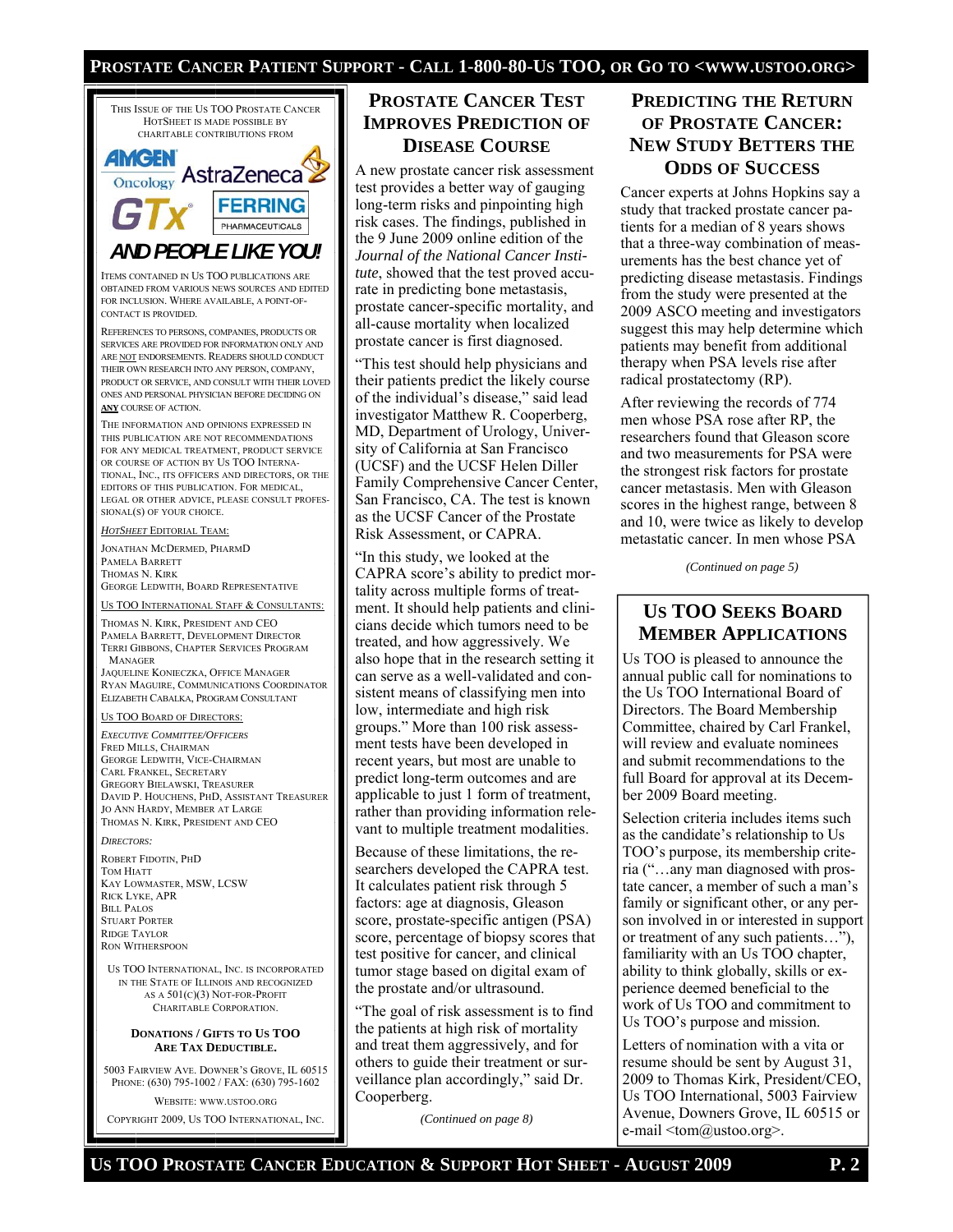This issue of the Us TOO Prostate Cancer HotSheet is made possible by charitable contributions from

AMGEN Oncology, AstraZeneca, GTx, FERRING PHARMACEUTICALS

**AND PEOPLE LIKE YOU!**

Items contained in Us TOO publications are obtained from various news sources and edited for inclusion. Where available, a point-of-contact is provided.

References to persons, companies, products or services are provided for information only and are NOT endorsements. Readers should conduct their own research into any person, company, product or service, and consult with their loved ones and personal physician before deciding on **ANY** course of action.

The information and opinions expressed in this publication are not recommendations for any medical treatment, product service or course of action by Us TOO International, Inc., its officers and directors, or the editors of this publication. For medical, legal or other advice, please consult professional(s) of your choice.

*HotSheet* Editorial Team:

Jonathan McDermed, PharmD
Pamela Barrett
Thomas N. Kirk
George Ledwith, Board Representative

Us TOO International Staff & Consultants:

Thomas N. Kirk, President and CEO
Pamela Barrett, Development Director
Terri Gibbons, Chapter Services Program Manager
Jaqueline Konieczka, Office Manager
Ryan Maguire, Communications Coordinator
Elizabeth Cabalka, Program Consultant

Us TOO Board of Directors:

*Executive Committee/Officers*
Fred Mills, Chairman
George Ledwith, Vice-Chairman
Carl Frankel, Secretary
Gregory Bielawski, Treasurer
David P. Houchens, PhD, Assistant Treasurer
Jo Ann Hardy, Member at Large
Thomas N. Kirk, President and CEO

*Directors:*

Robert Fidotin, PhD
Tom Hiatt
Kay Lowmaster, MSW, LCSW
Rick Lyke, APR
Bill Palos
Stuart Porter
Ridge Taylor
Ron Witherspoon

Us TOO International, Inc. is incorporated in the State of Illinois and recognized as a 501(c)(3) not-for-profit charitable corporation.

**Donations / Gifts to Us TOO are Tax Deductible.**

5003 Fairview Ave. Downer's Grove, IL 60515
Phone: (630) 795-1002 / Fax: (630) 795-1602

Website: www.ustoo.org

Copyright 2009, Us TOO International, Inc.

# Prostate Cancer Test Improves Prediction of Disease Course

A new prostate cancer risk assessment test provides a better way of gauging long-term risks and pinpointing high risk cases. The findings, published in the 9 June 2009 online edition of the *Journal of the National Cancer Institute*, showed that the test proved accurate in predicting bone metastasis, prostate cancer-specific mortality, and all-cause mortality when localized prostate cancer is first diagnosed.

"This test should help physicians and their patients predict the likely course of the individual's disease," said lead investigator Matthew R. Cooperberg, MD, Department of Urology, University of California at San Francisco (UCSF) and the UCSF Helen Diller Family Comprehensive Cancer Center, San Francisco, CA. The test is known as the UCSF Cancer of the Prostate Risk Assessment, or CAPRA.

"In this study, we looked at the CAPRA score's ability to predict mortality across multiple forms of treatment. It should help patients and clinicians decide which tumors need to be treated, and how aggressively. We also hope that in the research setting it can serve as a well-validated and consistent means of classifying men into low, intermediate and high risk groups." More than 100 risk assessment tests have been developed in recent years, but most are unable to predict long-term outcomes and are applicable to just 1 form of treatment, rather than providing information relevant to multiple treatment modalities.

Because of these limitations, the researchers developed the CAPRA test. It calculates patient risk through 5 factors: age at diagnosis, Gleason score, prostate-specific antigen (PSA) score, percentage of biopsy scores that test positive for cancer, and clinical tumor stage based on digital exam of the prostate and/or ultrasound.

"The goal of risk assessment is to find the patients at high risk of mortality and treat them aggressively, and for others to guide their treatment or surveillance plan accordingly," said Dr. Cooperberg.

*(Continued on page 8)*

# Predicting the Return of Prostate Cancer: New Study Betters the Odds of Success

Cancer experts at Johns Hopkins say a study that tracked prostate cancer patients for a median of 8 years shows that a three-way combination of measurements has the best chance yet of predicting disease metastasis. Findings from the study were presented at the 2009 ASCO meeting and investigators suggest this may help determine which patients may benefit from additional therapy when PSA levels rise after radical prostatectomy (RP).

After reviewing the records of 774 men whose PSA rose after RP, the researchers found that Gleason score and two measurements for PSA were the strongest risk factors for prostate cancer metastasis. Men with Gleason scores in the highest range, between 8 and 10, were twice as likely to develop metastatic cancer. In men whose PSA

*(Continued on page 5)*

# Us TOO Seeks Board Member Applications

Us TOO is pleased to announce the annual public call for nominations to the Us TOO International Board of Directors. The Board Membership Committee, chaired by Carl Frankel, will review and evaluate nominees and submit recommendations to the full Board for approval at its December 2009 Board meeting.

Selection criteria includes items such as the candidate's relationship to Us TOO's purpose, its membership criteria ("…any man diagnosed with prostate cancer, a member of such a man's family or significant other, or any person involved in or interested in support or treatment of any such patients…"), familiarity with an Us TOO chapter, ability to think globally, skills or experience deemed beneficial to the work of Us TOO and commitment to Us TOO's purpose and mission.

Letters of nomination with a vita or resume should be sent by August 31, 2009 to Thomas Kirk, President/CEO, Us TOO International, 5003 Fairview Avenue, Downers Grove, IL 60515 or e-mail <tom@ustoo.org>.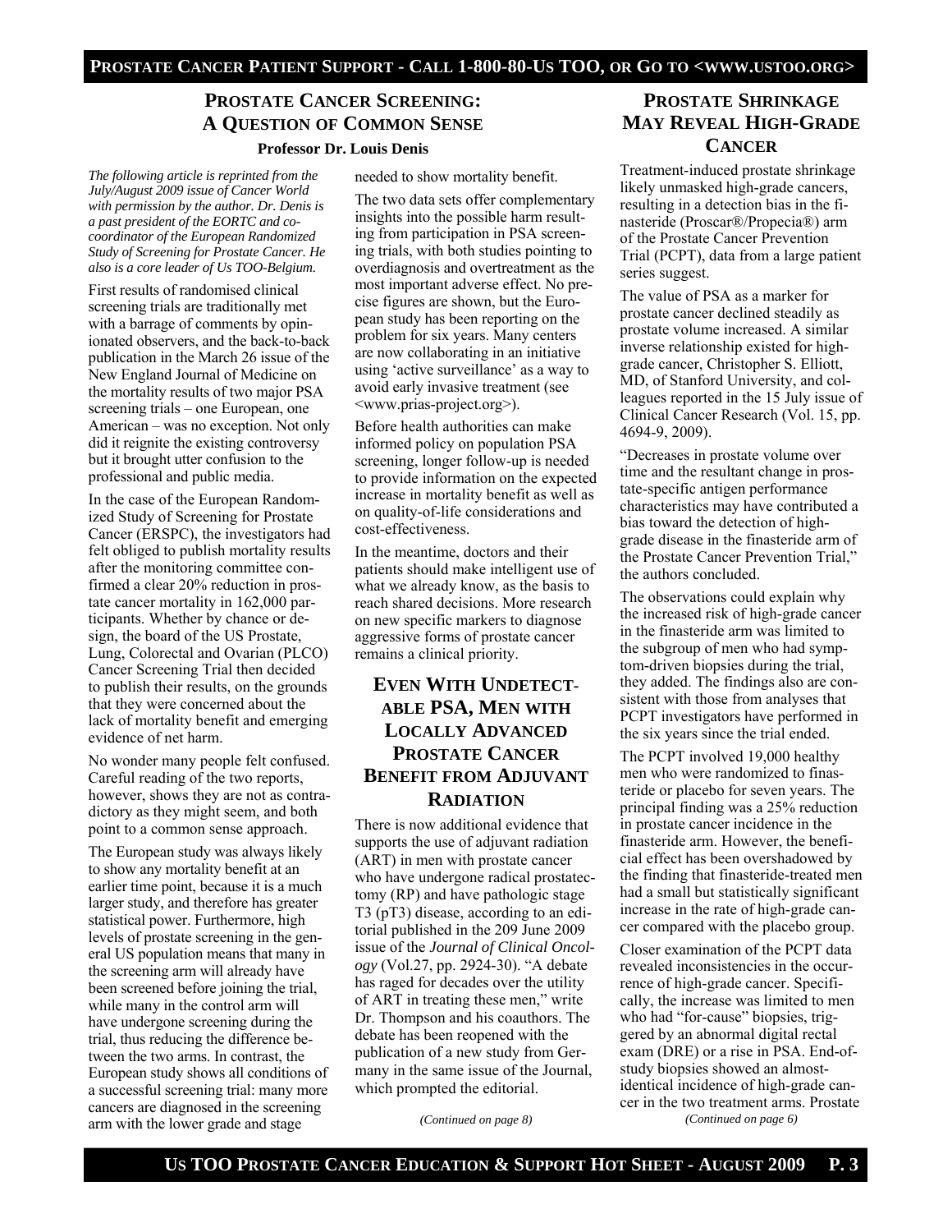## Prostate Cancer Screening: A Question of Common Sense

**Professor Dr. Louis Denis**

*The following article is reprinted from the July/August 2009 issue of Cancer World with permission by the author. Dr. Denis is a past president of the EORTC and co-coordinator of the European Randomized Study of Screening for Prostate Cancer. He also is a core leader of Us TOO-Belgium.*

First results of randomised clinical screening trials are traditionally met with a barrage of comments by opinionated observers, and the back-to-back publication in the March 26 issue of the New England Journal of Medicine on the mortality results of two major PSA screening trials – one European, one American – was no exception. Not only did it reignite the existing controversy but it brought utter confusion to the professional and public media.

In the case of the European Randomized Study of Screening for Prostate Cancer (ERSPC), the investigators had felt obliged to publish mortality results after the monitoring committee confirmed a clear 20% reduction in prostate cancer mortality in 162,000 participants. Whether by chance or design, the board of the US Prostate, Lung, Colorectal and Ovarian (PLCO) Cancer Screening Trial then decided to publish their results, on the grounds that they were concerned about the lack of mortality benefit and emerging evidence of net harm.

No wonder many people felt confused. Careful reading of the two reports, however, shows they are not as contradictory as they might seem, and both point to a common sense approach.

The European study was always likely to show any mortality benefit at an earlier time point, because it is a much larger study, and therefore has greater statistical power. Furthermore, high levels of prostate screening in the general US population means that many in the screening arm will already have been screened before joining the trial, while many in the control arm will have undergone screening during the trial, thus reducing the difference between the two arms. In contrast, the European study shows all conditions of a successful screening trial: many more cancers are diagnosed in the screening arm with the lower grade and stage needed to show mortality benefit.

The two data sets offer complementary insights into the possible harm resulting from participation in PSA screening trials, with both studies pointing to overdiagnosis and overtreatment as the most important adverse effect. No precise figures are shown, but the European study has been reporting on the problem for six years. Many centers are now collaborating in an initiative using 'active surveillance' as a way to avoid early invasive treatment (see <www.prias-project.org>).

Before health authorities can make informed policy on population PSA screening, longer follow-up is needed to provide information on the expected increase in mortality benefit as well as on quality-of-life considerations and cost-effectiveness.

In the meantime, doctors and their patients should make intelligent use of what we already know, as the basis to reach shared decisions. More research on new specific markers to diagnose aggressive forms of prostate cancer remains a clinical priority.

## Even With Undetectable PSA, Men with Locally Advanced Prostate Cancer Benefit from Adjuvant Radiation

There is now additional evidence that supports the use of adjuvant radiation (ART) in men with prostate cancer who have undergone radical prostatectomy (RP) and have pathologic stage T3 (pT3) disease, according to an editorial published in the 209 June 2009 issue of the *Journal of Clinical Oncology* (Vol.27, pp. 2924-30). "A debate has raged for decades over the utility of ART in treating these men," write Dr. Thompson and his coauthors. The debate has been reopened with the publication of a new study from Germany in the same issue of the Journal, which prompted the editorial.

*(Continued on page 8)*

## Prostate Shrinkage May Reveal High-Grade Cancer

Treatment-induced prostate shrinkage likely unmasked high-grade cancers, resulting in a detection bias in the finasteride (Proscar®/Propecia®) arm of the Prostate Cancer Prevention Trial (PCPT), data from a large patient series suggest.

The value of PSA as a marker for prostate cancer declined steadily as prostate volume increased. A similar inverse relationship existed for high-grade cancer, Christopher S. Elliott, MD, of Stanford University, and colleagues reported in the 15 July issue of Clinical Cancer Research (Vol. 15, pp. 4694-9, 2009).

"Decreases in prostate volume over time and the resultant change in prostate-specific antigen performance characteristics may have contributed a bias toward the detection of high-grade disease in the finasteride arm of the Prostate Cancer Prevention Trial," the authors concluded.

The observations could explain why the increased risk of high-grade cancer in the finasteride arm was limited to the subgroup of men who had symptom-driven biopsies during the trial, they added. The findings also are consistent with those from analyses that PCPT investigators have performed in the six years since the trial ended.

The PCPT involved 19,000 healthy men who were randomized to finasteride or placebo for seven years. The principal finding was a 25% reduction in prostate cancer incidence in the finasteride arm. However, the beneficial effect has been overshadowed by the finding that finasteride-treated men had a small but statistically significant increase in the rate of high-grade cancer compared with the placebo group.

Closer examination of the PCPT data revealed inconsistencies in the occurrence of high-grade cancer. Specifically, the increase was limited to men who had "for-cause" biopsies, triggered by an abnormal digital rectal exam (DRE) or a rise in PSA. End-of-study biopsies showed an almost-identical incidence of high-grade cancer in the two treatment arms. Prostate

*(Continued on page 6)*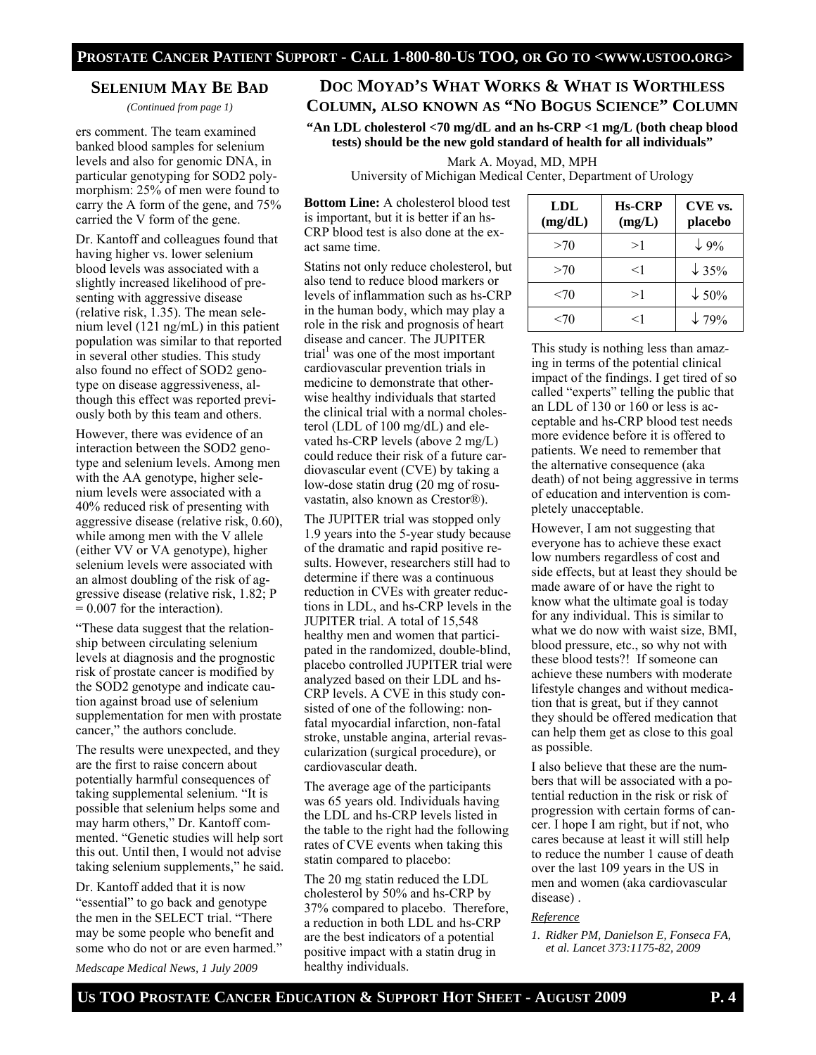## Selenium May Be Bad

*(Continued from page 1)*

ers comment. The team examined banked blood samples for selenium levels and also for genomic DNA, in particular genotyping for SOD2 polymorphism: 25% of men were found to carry the A form of the gene, and 75% carried the V form of the gene.

Dr. Kantoff and colleagues found that having higher vs. lower selenium blood levels was associated with a slightly increased likelihood of presenting with aggressive disease (relative risk, 1.35). The mean selenium level (121 ng/mL) in this patient population was similar to that reported in several other studies. This study also found no effect of SOD2 genotype on disease aggressiveness, although this effect was reported previously both by this team and others.

However, there was evidence of an interaction between the SOD2 genotype and selenium levels. Among men with the AA genotype, higher selenium levels were associated with a 40% reduced risk of presenting with aggressive disease (relative risk, 0.60), while among men with the V allele (either VV or VA genotype), higher selenium levels were associated with an almost doubling of the risk of aggressive disease (relative risk, 1.82; P = 0.007 for the interaction).

"These data suggest that the relationship between circulating selenium levels at diagnosis and the prognostic risk of prostate cancer is modified by the SOD2 genotype and indicate caution against broad use of selenium supplementation for men with prostate cancer," the authors conclude.

The results were unexpected, and they are the first to raise concern about potentially harmful consequences of taking supplemental selenium. "It is possible that selenium helps some and may harm others," Dr. Kantoff commented. "Genetic studies will help sort this out. Until then, I would not advise taking selenium supplements," he said.

Dr. Kantoff added that it is now "essential" to go back and genotype the men in the SELECT trial. "There may be some people who benefit and some who do not or are even harmed."

*Medscape Medical News, 1 July 2009*

## Doc Moyad's What Works & What is Worthless Column, also known as "No Bogus Science" Column

**"An LDL cholesterol <70 mg/dL and an hs-CRP <1 mg/L (both cheap blood tests) should be the new gold standard of health for all individuals"**

Mark A. Moyad, MD, MPH
University of Michigan Medical Center, Department of Urology

**Bottom Line:** A cholesterol blood test is important, but it is better if an hs-CRP blood test is also done at the exact same time.

Statins not only reduce cholesterol, but also tend to reduce blood markers or levels of inflammation such as hs-CRP in the human body, which may play a role in the risk and prognosis of heart disease and cancer. The JUPITER trial[1] was one of the most important cardiovascular prevention trials in medicine to demonstrate that otherwise healthy individuals that started the clinical trial with a normal cholesterol (LDL of 100 mg/dL) and elevated hs-CRP levels (above 2 mg/L) could reduce their risk of a future cardiovascular event (CVE) by taking a low-dose statin drug (20 mg of rosuvastatin, also known as Crestor®).

The JUPITER trial was stopped only 1.9 years into the 5-year study because of the dramatic and rapid positive results. However, researchers still had to determine if there was a continuous reduction in CVEs with greater reductions in LDL, and hs-CRP levels in the JUPITER trial. A total of 15,548 healthy men and women that participated in the randomized, double-blind, placebo controlled JUPITER trial were analyzed based on their LDL and hs-CRP levels. A CVE in this study consisted of one of the following: non-fatal myocardial infarction, non-fatal stroke, unstable angina, arterial revascularization (surgical procedure), or cardiovascular death.

The average age of the participants was 65 years old. Individuals having the LDL and hs-CRP levels listed in the table to the right had the following rates of CVE events when taking this statin compared to placebo:

| LDL (mg/dL) | Hs-CRP (mg/L) | CVE vs. placebo |
|---|---|---|
| >70 | >1 | ↓ 9% |
| >70 | <1 | ↓ 35% |
| <70 | >1 | ↓ 50% |
| <70 | <1 | ↓ 79% |

The 20 mg statin reduced the LDL cholesterol by 50% and hs-CRP by 37% compared to placebo. Therefore, a reduction in both LDL and hs-CRP are the best indicators of a potential positive impact with a statin drug in healthy individuals.

This study is nothing less than amazing in terms of the potential clinical impact of the findings. I get tired of so called "experts" telling the public that an LDL of 130 or 160 or less is acceptable and hs-CRP blood test needs more evidence before it is offered to patients. We need to remember that the alternative consequence (aka death) of not being aggressive in terms of education and intervention is completely unacceptable.

However, I am not suggesting that everyone has to achieve these exact low numbers regardless of cost and side effects, but at least they should be made aware of or have the right to know what the ultimate goal is today for any individual. This is similar to what we do now with waist size, BMI, blood pressure, etc., so why not with these blood tests?! If someone can achieve these numbers with moderate lifestyle changes and without medication that is great, but if they cannot they should be offered medication that can help them get as close to this goal as possible.

I also believe that these are the numbers that will be associated with a potential reduction in the risk or risk of progression with certain forms of cancer. I hope I am right, but if not, who cares because at least it will still help to reduce the number 1 cause of death over the last 109 years in the US in men and women (aka cardiovascular disease) .

*Reference*

1. *Ridker PM, Danielson E, Fonseca FA, et al. Lancet 373:1175-82, 2009*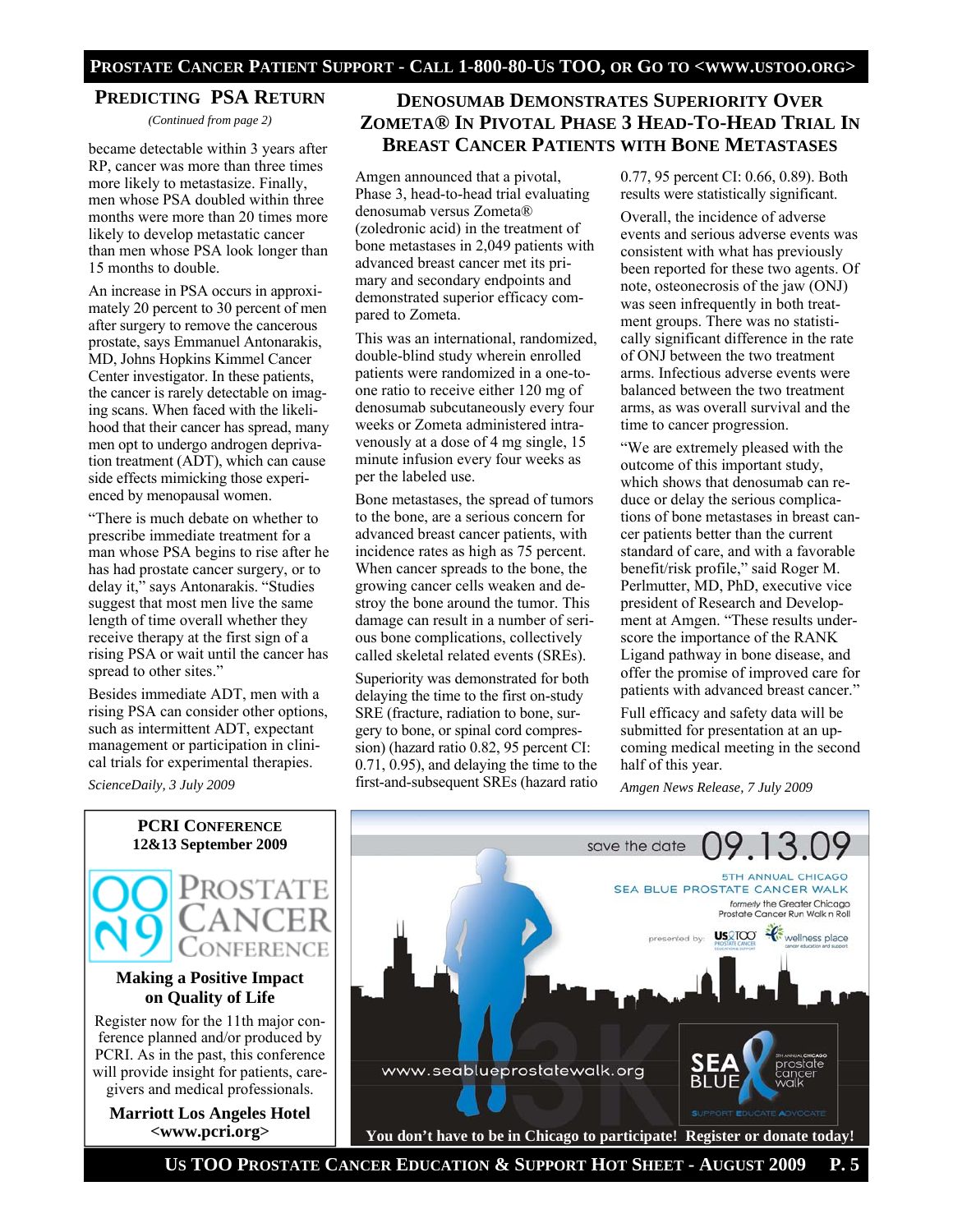## PREDICTING PSA RETURN

*(Continued from page 2)*

became detectable within 3 years after RP, cancer was more than three times more likely to metastasize. Finally, men whose PSA doubled within three months were more than 20 times more likely to develop metastatic cancer than men whose PSA look longer than 15 months to double.

An increase in PSA occurs in approximately 20 percent to 30 percent of men after surgery to remove the cancerous prostate, says Emmanuel Antonarakis, MD, Johns Hopkins Kimmel Cancer Center investigator. In these patients, the cancer is rarely detectable on imaging scans. When faced with the likelihood that their cancer has spread, many men opt to undergo androgen deprivation treatment (ADT), which can cause side effects mimicking those experienced by menopausal women.

"There is much debate on whether to prescribe immediate treatment for a man whose PSA begins to rise after he has had prostate cancer surgery, or to delay it," says Antonarakis. "Studies suggest that most men live the same length of time overall whether they receive therapy at the first sign of a rising PSA or wait until the cancer has spread to other sites."

Besides immediate ADT, men with a rising PSA can consider other options, such as intermittent ADT, expectant management or participation in clinical trials for experimental therapies.

*ScienceDaily, 3 July 2009*

## DENOSUMAB DEMONSTRATES SUPERIORITY OVER ZOMETA® IN PIVOTAL PHASE 3 HEAD-TO-HEAD TRIAL IN BREAST CANCER PATIENTS WITH BONE METASTASES

Amgen announced that a pivotal, Phase 3, head-to-head trial evaluating denosumab versus Zometa® (zoledronic acid) in the treatment of bone metastases in 2,049 patients with advanced breast cancer met its primary and secondary endpoints and demonstrated superior efficacy compared to Zometa.

This was an international, randomized, double-blind study wherein enrolled patients were randomized in a one-to-one ratio to receive either 120 mg of denosumab subcutaneously every four weeks or Zometa administered intravenously at a dose of 4 mg single, 15 minute infusion every four weeks as per the labeled use.

Bone metastases, the spread of tumors to the bone, are a serious concern for advanced breast cancer patients, with incidence rates as high as 75 percent. When cancer spreads to the bone, the growing cancer cells weaken and destroy the bone around the tumor. This damage can result in a number of serious bone complications, collectively called skeletal related events (SREs).

Superiority was demonstrated for both delaying the time to the first on-study SRE (fracture, radiation to bone, surgery to bone, or spinal cord compression) (hazard ratio 0.82, 95 percent CI: 0.71, 0.95), and delaying the time to the first-and-subsequent SREs (hazard ratio 0.77, 95 percent CI: 0.66, 0.89). Both results were statistically significant.

Overall, the incidence of adverse events and serious adverse events was consistent with what has previously been reported for these two agents. Of note, osteonecrosis of the jaw (ONJ) was seen infrequently in both treatment groups. There was no statistically significant difference in the rate of ONJ between the two treatment arms. Infectious adverse events were balanced between the two treatment arms, as was overall survival and the time to cancer progression.

"We are extremely pleased with the outcome of this important study, which shows that denosumab can reduce or delay the serious complications of bone metastases in breast cancer patients better than the current standard of care, and with a favorable benefit/risk profile," said Roger M. Perlmutter, MD, PhD, executive vice president of Research and Development at Amgen. "These results underscore the importance of the RANK Ligand pathway in bone disease, and offer the promise of improved care for patients with advanced breast cancer."

Full efficacy and safety data will be submitted for presentation at an upcoming medical meeting in the second half of this year.

*Amgen News Release, 7 July 2009*

**PCRI CONFERENCE**
**12&13 September 2009**

09 Prostate Cancer Conference

**Making a Positive Impact on Quality of Life**

Register now for the 11th major conference planned and/or produced by PCRI. As in the past, this conference will provide insight for patients, caregivers and medical professionals.

**Marriott Los Angeles Hotel**
**<www.pcri.org>**

save the date 09.13.09

5TH ANNUAL CHICAGO SEA BLUE PROSTATE CANCER WALK

*formerly* the Greater Chicago Prostate Cancer Run Walk n Roll

presented by: Us TOO Prostate Cancer Education and Support, wellness place cancer education and support

www.seablueprostatewalk.org

SEA BLUE 5th annual Chicago prostate cancer walk — SUPPORT EDUCATE ADVOCATE

**You don't have to be in Chicago to participate! Register or donate today!**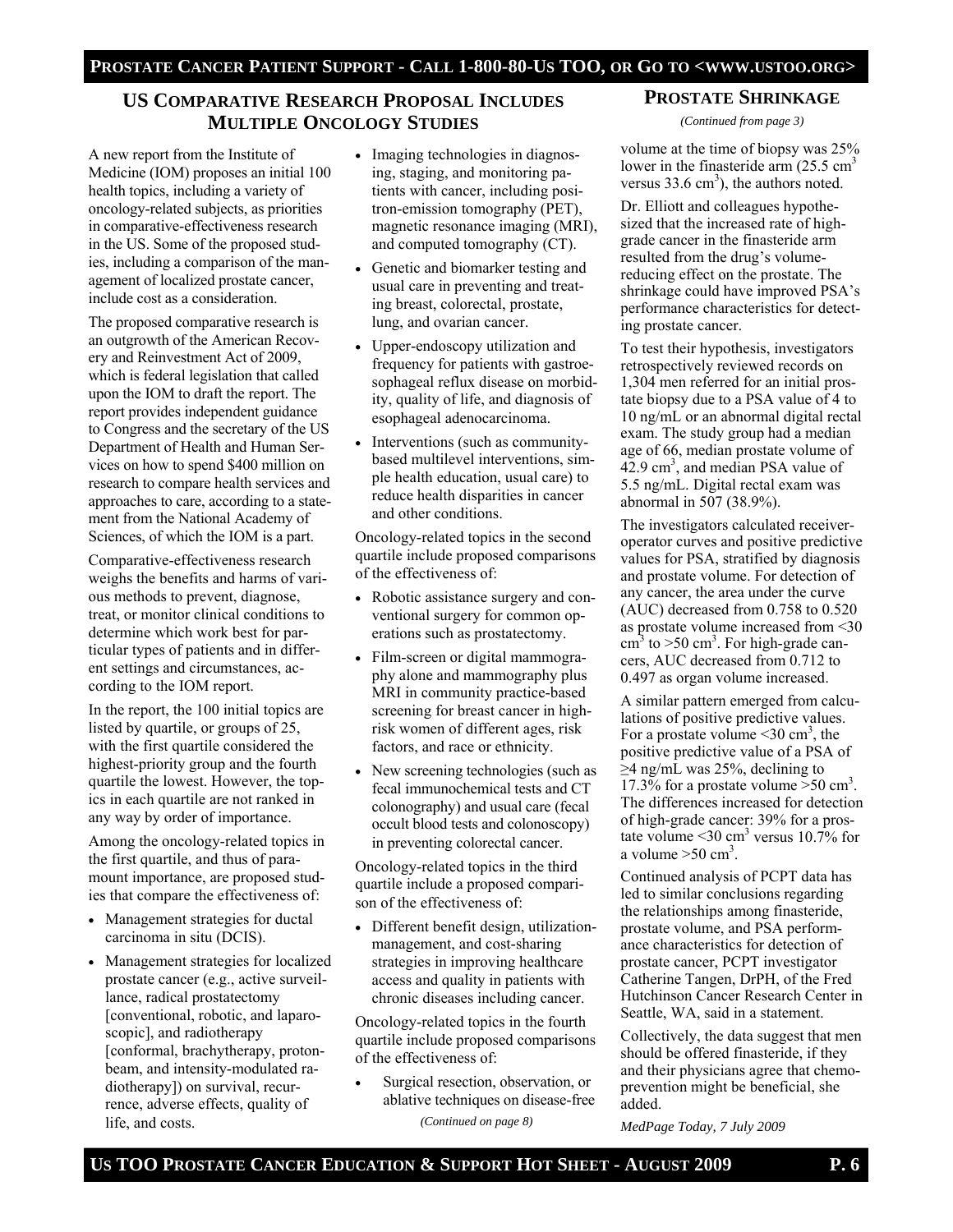## US Comparative Research Proposal Includes Multiple Oncology Studies

A new report from the Institute of Medicine (IOM) proposes an initial 100 health topics, including a variety of oncology-related subjects, as priorities in comparative-effectiveness research in the US. Some of the proposed studies, including a comparison of the management of localized prostate cancer, include cost as a consideration.

The proposed comparative research is an outgrowth of the American Recovery and Reinvestment Act of 2009, which is federal legislation that called upon the IOM to draft the report. The report provides independent guidance to Congress and the secretary of the US Department of Health and Human Services on how to spend $400 million on research to compare health services and approaches to care, according to a statement from the National Academy of Sciences, of which the IOM is a part.

Comparative-effectiveness research weighs the benefits and harms of various methods to prevent, diagnose, treat, or monitor clinical conditions to determine which work best for particular types of patients and in different settings and circumstances, according to the IOM report.

In the report, the 100 initial topics are listed by quartile, or groups of 25, with the first quartile considered the highest-priority group and the fourth quartile the lowest. However, the topics in each quartile are not ranked in any way by order of importance.

Among the oncology-related topics in the first quartile, and thus of paramount importance, are proposed studies that compare the effectiveness of:

- Management strategies for ductal carcinoma in situ (DCIS).
- Management strategies for localized prostate cancer (e.g., active surveillance, radical prostatectomy [conventional, robotic, and laparoscopic], and radiotherapy [conformal, brachytherapy, proton-beam, and intensity-modulated radiotherapy]) on survival, recurrence, adverse effects, quality of life, and costs.
- Imaging technologies in diagnosing, staging, and monitoring patients with cancer, including positron-emission tomography (PET), magnetic resonance imaging (MRI), and computed tomography (CT).
- Genetic and biomarker testing and usual care in preventing and treating breast, colorectal, prostate, lung, and ovarian cancer.
- Upper-endoscopy utilization and frequency for patients with gastroesophageal reflux disease on morbidity, quality of life, and diagnosis of esophageal adenocarcinoma.
- Interventions (such as community-based multilevel interventions, simple health education, usual care) to reduce health disparities in cancer and other conditions.

Oncology-related topics in the second quartile include proposed comparisons of the effectiveness of:

- Robotic assistance surgery and conventional surgery for common operations such as prostatectomy.
- Film-screen or digital mammography alone and mammography plus MRI in community practice-based screening for breast cancer in high-risk women of different ages, risk factors, and race or ethnicity.
- New screening technologies (such as fecal immunochemical tests and CT colonography) and usual care (fecal occult blood tests and colonoscopy) in preventing colorectal cancer.

Oncology-related topics in the third quartile include a proposed comparison of the effectiveness of:

- Different benefit design, utilization-management, and cost-sharing strategies in improving healthcare access and quality in patients with chronic diseases including cancer.

Oncology-related topics in the fourth quartile include proposed comparisons of the effectiveness of:

- Surgical resection, observation, or ablative techniques on disease-free

*(Continued on page 8)*

## Prostate Shrinkage

*(Continued from page 3)*

volume at the time of biopsy was 25% lower in the finasteride arm (25.5 $cm^3$ versus 33.6 $cm^3$), the authors noted.

Dr. Elliott and colleagues hypothesized that the increased rate of high-grade cancer in the finasteride arm resulted from the drug's volume-reducing effect on the prostate. The shrinkage could have improved PSA's performance characteristics for detecting prostate cancer.

To test their hypothesis, investigators retrospectively reviewed records on 1,304 men referred for an initial prostate biopsy due to a PSA value of 4 to 10 ng/mL or an abnormal digital rectal exam. The study group had a median age of 66, median prostate volume of 42.9 $cm^3$, and median PSA value of 5.5 ng/mL. Digital rectal exam was abnormal in 507 (38.9%).

The investigators calculated receiver-operator curves and positive predictive values for PSA, stratified by diagnosis and prostate volume. For detection of any cancer, the area under the curve (AUC) decreased from 0.758 to 0.520 as prostate volume increased from <30 $cm^3$ to >50 $cm^3$. For high-grade cancers, AUC decreased from 0.712 to 0.497 as organ volume increased.

A similar pattern emerged from calculations of positive predictive values. For a prostate volume <30 $cm^3$, the positive predictive value of a PSA of ≥4 ng/mL was 25%, declining to 17.3% for a prostate volume >50 $cm^3$. The differences increased for detection of high-grade cancer: 39% for a prostate volume <30 $cm^3$ versus 10.7% for a volume >50 $cm^3$.

Continued analysis of PCPT data has led to similar conclusions regarding the relationships among finasteride, prostate volume, and PSA performance characteristics for detection of prostate cancer, PCPT investigator Catherine Tangen, DrPH, of the Fred Hutchinson Cancer Research Center in Seattle, WA, said in a statement.

Collectively, the data suggest that men should be offered finasteride, if they and their physicians agree that chemoprevention might be beneficial, she added.

*MedPage Today, 7 July 2009*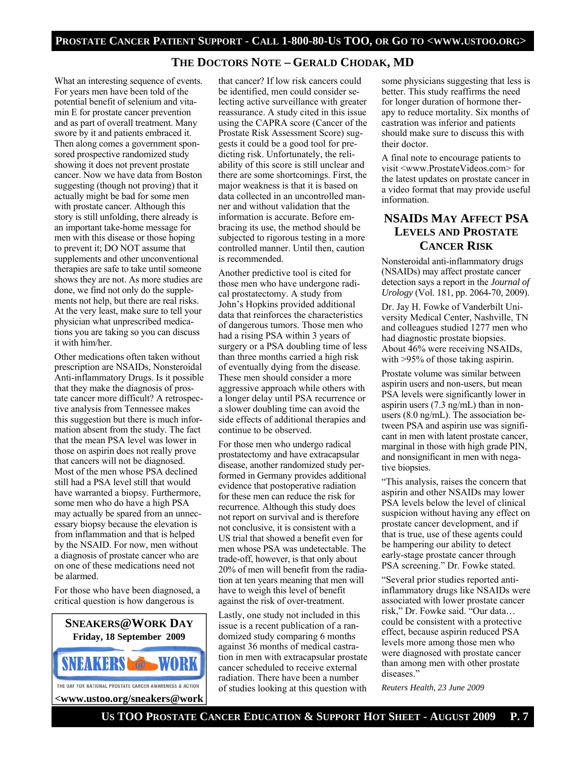## THE DOCTORS NOTE – GERALD CHODAK, MD

What an interesting sequence of events. For years men have been told of the potential benefit of selenium and vitamin E for prostate cancer prevention and as part of overall treatment. Many swore by it and patients embraced it. Then along comes a government sponsored prospective randomized study showing it does not prevent prostate cancer. Now we have data from Boston suggesting (though not proving) that it actually might be bad for some men with prostate cancer. Although this story is still unfolding, there already is an important take-home message for men with this disease or those hoping to prevent it; DO NOT assume that supplements and other unconventional therapies are safe to take until someone shows they are not. As more studies are done, we find not only do the supplements not help, but there are real risks. At the very least, make sure to tell your physician what unprescribed medications you are taking so you can discuss it with him/her.

Other medications often taken without prescription are NSAIDs, Nonsteroidal Anti-inflammatory Drugs. Is it possible that they make the diagnosis of prostate cancer more difficult? A retrospective analysis from Tennessee makes this suggestion but there is much information absent from the study. The fact that the mean PSA level was lower in those on aspirin does not really prove that cancers will not be diagnosed. Most of the men whose PSA declined still had a PSA level still that would have warranted a biopsy. Furthermore, some men who do have a high PSA may actually be spared from an unnecessary biopsy because the elevation is from inflammation and that is helped by the NSAID. For now, men without a diagnosis of prostate cancer who are on one of these medications need not be alarmed.

For those who have been diagnosed, a critical question is how dangerous is that cancer? If low risk cancers could be identified, men could consider selecting active surveillance with greater reassurance. A study cited in this issue using the CAPRA score (Cancer of the Prostate Risk Assessment Score) suggests it could be a good tool for predicting risk. Unfortunately, the reliability of this score is still unclear and there are some shortcomings. First, the major weakness is that it is based on data collected in an uncontrolled manner and without validation that the information is accurate. Before embracing its use, the method should be subjected to rigorous testing in a more controlled manner. Until then, caution is recommended.

Another predictive tool is cited for those men who have undergone radical prostatectomy. A study from John's Hopkins provided additional data that reinforces the characteristics of dangerous tumors. Those men who had a rising PSA within 3 years of surgery or a PSA doubling time of less than three months carried a high risk of eventually dying from the disease. These men should consider a more aggressive approach while others with a longer delay until PSA recurrence or a slower doubling time can avoid the side effects of additional therapies and continue to be observed.

For those men who undergo radical prostatectomy and have extracapsular disease, another randomized study performed in Germany provides additional evidence that postoperative radiation for these men can reduce the risk for recurrence. Although this study does not report on survival and is therefore not conclusive, it is consistent with a US trial that showed a benefit even for men whose PSA was undetectable. The trade-off, however, is that only about 20% of men will benefit from the radiation at ten years meaning that men will have to weigh this level of benefit against the risk of over-treatment.

Lastly, one study not included in this issue is a recent publication of a randomized study comparing 6 months against 36 months of medical castration in men with extracapsular prostate cancer scheduled to receive external radiation. There have been a number of studies looking at this question with some physicians suggesting that less is better. This study reaffirms the need for longer duration of hormone therapy to reduce mortality. Six months of castration was inferior and patients should make sure to discuss this with their doctor.

A final note to encourage patients to visit <www.ProstateVideos.com> for the latest updates on prostate cancer in a video format that may provide useful information.

**SNEAKERS@WORK DAY**
**Friday, 18 September 2009**

SNEAKERS @ WORK

THE DAY FOR NATIONAL PROSTATE CANCER AWARENESS & ACTION

**<www.ustoo.org/sneakers@work**

## NSAIDS MAY AFFECT PSA LEVELS AND PROSTATE CANCER RISK

Nonsteroidal anti-inflammatory drugs (NSAIDs) may affect prostate cancer detection says a report in the *Journal of Urology* (Vol. 181, pp. 2064-70, 2009).

Dr. Jay H. Fowke of Vanderbilt University Medical Center, Nashville, TN and colleagues studied 1277 men who had diagnostic prostate biopsies. About 46% were receiving NSAIDs, with >95% of those taking aspirin.

Prostate volume was similar between aspirin users and non-users, but mean PSA levels were significantly lower in aspirin users (7.3 ng/mL) than in non-users (8.0 ng/mL). The association between PSA and aspirin use was significant in men with latent prostate cancer, marginal in those with high grade PIN, and nonsignificant in men with negative biopsies.

"This analysis, raises the concern that aspirin and other NSAIDs may lower PSA levels below the level of clinical suspicion without having any effect on prostate cancer development, and if that is true, use of these agents could be hampering our ability to detect early-stage prostate cancer through PSA screening." Dr. Fowke stated.

"Several prior studies reported anti-inflammatory drugs like NSAIDs were associated with lower prostate cancer risk," Dr. Fowke said. "Our data… could be consistent with a protective effect, because aspirin reduced PSA levels more among those men who were diagnosed with prostate cancer than among men with other prostate diseases."

*Reuters Health, 23 June 2009*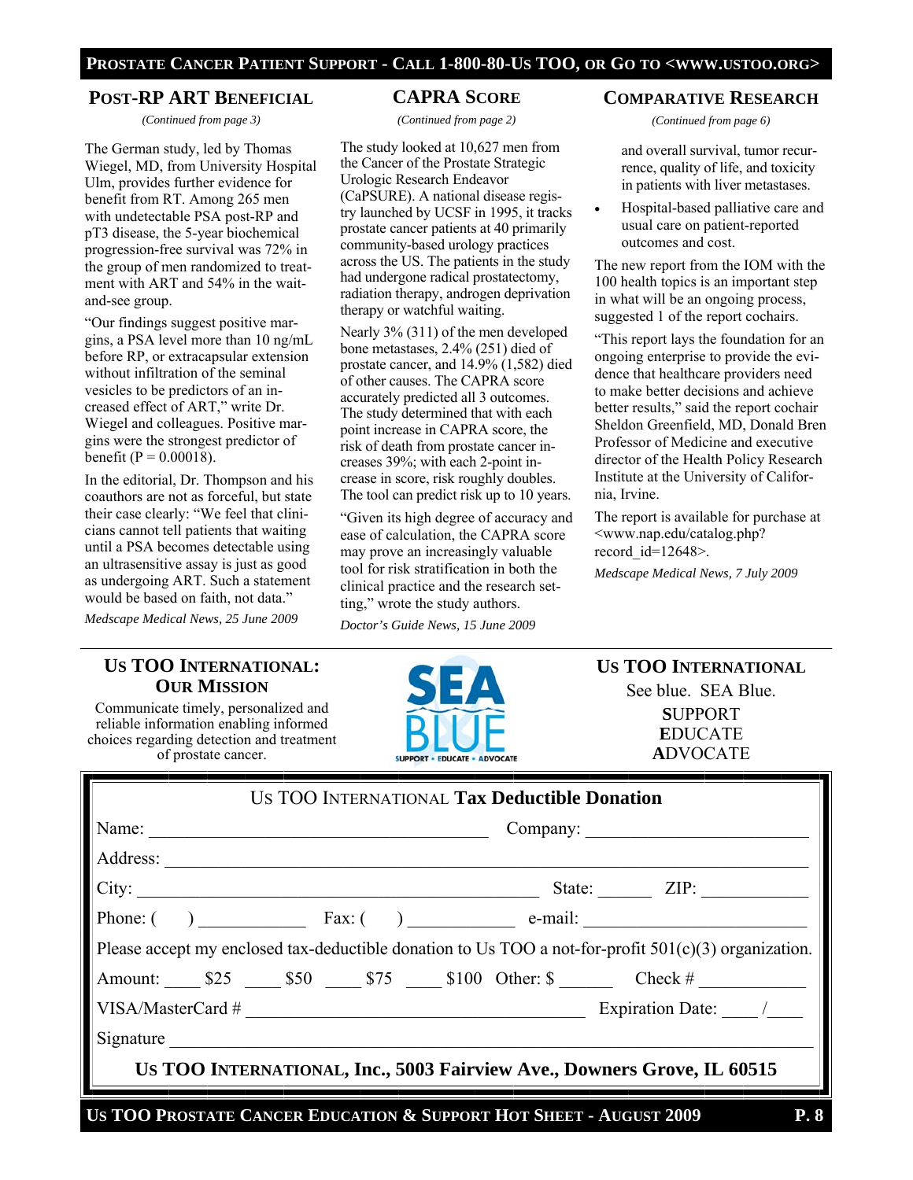## POST-RP ART BENEFICIAL

*(Continued from page 3)*

The German study, led by Thomas Wiegel, MD, from University Hospital Ulm, provides further evidence for benefit from RT. Among 265 men with undetectable PSA post-RP and pT3 disease, the 5-year biochemical progression-free survival was 72% in the group of men randomized to treatment with ART and 54% in the wait-and-see group.

"Our findings suggest positive margins, a PSA level more than 10 ng/mL before RP, or extracapsular extension without infiltration of the seminal vesicles to be predictors of an increased effect of ART," write Dr. Wiegel and colleagues. Positive margins were the strongest predictor of benefit ($P = 0.00018$).

In the editorial, Dr. Thompson and his coauthors are not as forceful, but state their case clearly: "We feel that clinicians cannot tell patients that waiting until a PSA becomes detectable using an ultrasensitive assay is just as good as undergoing ART. Such a statement would be based on faith, not data."

*Medscape Medical News, 25 June 2009*

## CAPRA SCORE

*(Continued from page 2)*

The study looked at 10,627 men from the Cancer of the Prostate Strategic Urologic Research Endeavor (CaPSURE). A national disease registry launched by UCSF in 1995, it tracks prostate cancer patients at 40 primarily community-based urology practices across the US. The patients in the study had undergone radical prostatectomy, radiation therapy, androgen deprivation therapy or watchful waiting.

Nearly 3% (311) of the men developed bone metastases, 2.4% (251) died of prostate cancer, and 14.9% (1,582) died of other causes. The CAPRA score accurately predicted all 3 outcomes. The study determined that with each point increase in CAPRA score, the risk of death from prostate cancer increases 39%; with each 2-point increase in score, risk roughly doubles. The tool can predict risk up to 10 years.

"Given its high degree of accuracy and ease of calculation, the CAPRA score may prove an increasingly valuable tool for risk stratification in both the clinical practice and the research setting," wrote the study authors.

*Doctor's Guide News, 15 June 2009*

## COMPARATIVE RESEARCH

*(Continued from page 6)*

and overall survival, tumor recurrence, quality of life, and toxicity in patients with liver metastases.

- Hospital-based palliative care and usual care on patient-reported outcomes and cost.

The new report from the IOM with the 100 health topics is an important step in what will be an ongoing process, suggested 1 of the report cochairs.

"This report lays the foundation for an ongoing enterprise to provide the evidence that healthcare providers need to make better decisions and achieve better results," said the report cochair Sheldon Greenfield, MD, Donald Bren Professor of Medicine and executive director of the Health Policy Research Institute at the University of California, Irvine.

The report is available for purchase at <www.nap.edu/catalog.php?record_id=12648>.

*Medscape Medical News, 7 July 2009*

## US TOO INTERNATIONAL: OUR MISSION

Communicate timely, personalized and reliable information enabling informed choices regarding detection and treatment of prostate cancer.

SEA BLUE
SUPPORT • EDUCATE • ADVOCATE

## US TOO INTERNATIONAL

See blue. SEA Blue.
**S**UPPORT
**E**DUCATE
**A**DVOCATE

### US TOO INTERNATIONAL Tax Deductible Donation

Name: ______________________ Company: ______________________

Address: ______________________________________________

City: ______________________ State: ______ ZIP: ____________

Phone: (    ) ____________ Fax: (    ) ____________ e-mail: ______________________

Please accept my enclosed tax-deductible donation to Us TOO a not-for-profit 501(c)(3) organization.

Amount: ____ $25 ____ $50 ____ $75 ____ $100 Other: $ ______ Check # ____________

VISA/MasterCard # ______________________ Expiration Date: ____ /____

Signature ______________________________________________

**US TOO INTERNATIONAL, Inc., 5003 Fairview Ave., Downers Grove, IL 60515**